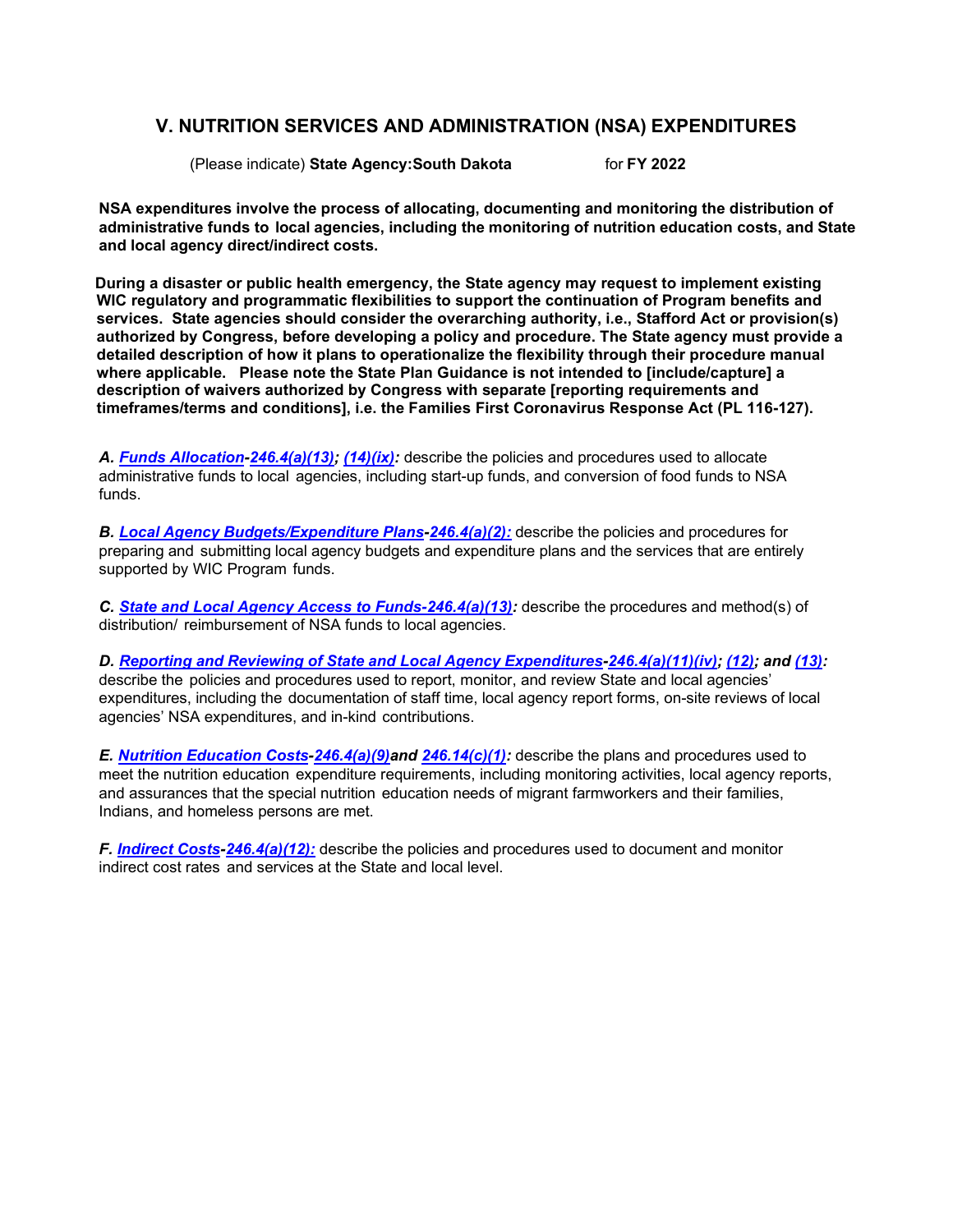## V. NUTRITION SERVICES AND ADMINISTRATION (NSA) EXPENDITURES

(Please indicate) **State Agency:South Dakota** for **FY 2022**

**NSA expenditures involve the process of allocating, documenting and monitoring the distribution of administrative funds to local agencies, including the monitoring of nutrition education costs, and State and local agency direct/indirect costs.**

**During a disaster or public health emergency, the State agency may request to implement existing WIC regulatory and programmatic flexibilities to support the continuation of Program benefits and services. State agencies should consider the overarching authority, i.e., Stafford Act or provision(s) authorized by Congress, before developing a policy and procedure. The State agency must provide a detailed description of how it plans to operationalize the flexibility through their procedure manual where applicable. Please note the State Plan Guidance is not intended to [include/capture] a description of waivers authorized by Congress with separate [reporting requirements and timeframes/terms and conditions], i.e. the Families First Coronavirus Response Act (PL 116-127).**

***A. Funds Allocation-246.4(a)(13); (14)(ix):*** describe the policies and procedures used to allocate administrative funds to local agencies, including start-up funds, and conversion of food funds to NSA funds.

***B. Local Agency Budgets/Expenditure Plans-246.4(a)(2):*** describe the policies and procedures for preparing and submitting local agency budgets and expenditure plans and the services that are entirely supported by WIC Program funds.

***C. State and Local Agency Access to Funds-246.4(a)(13):*** describe the procedures and method(s) of distribution/ reimbursement of NSA funds to local agencies.

***D. Reporting and Reviewing of State and Local Agency Expenditures-246.4(a)(11)(iv); (12); and (13):*** describe the policies and procedures used to report, monitor, and review State and local agencies' expenditures, including the documentation of staff time, local agency report forms, on-site reviews of local agencies' NSA expenditures, and in-kind contributions.

***E. Nutrition Education Costs-246.4(a)(9) and 246.14(c)(1):*** describe the plans and procedures used to meet the nutrition education expenditure requirements, including monitoring activities, local agency reports, and assurances that the special nutrition education needs of migrant farmworkers and their families, Indians, and homeless persons are met.

***F. Indirect Costs-246.4(a)(12):*** describe the policies and procedures used to document and monitor indirect cost rates and services at the State and local level.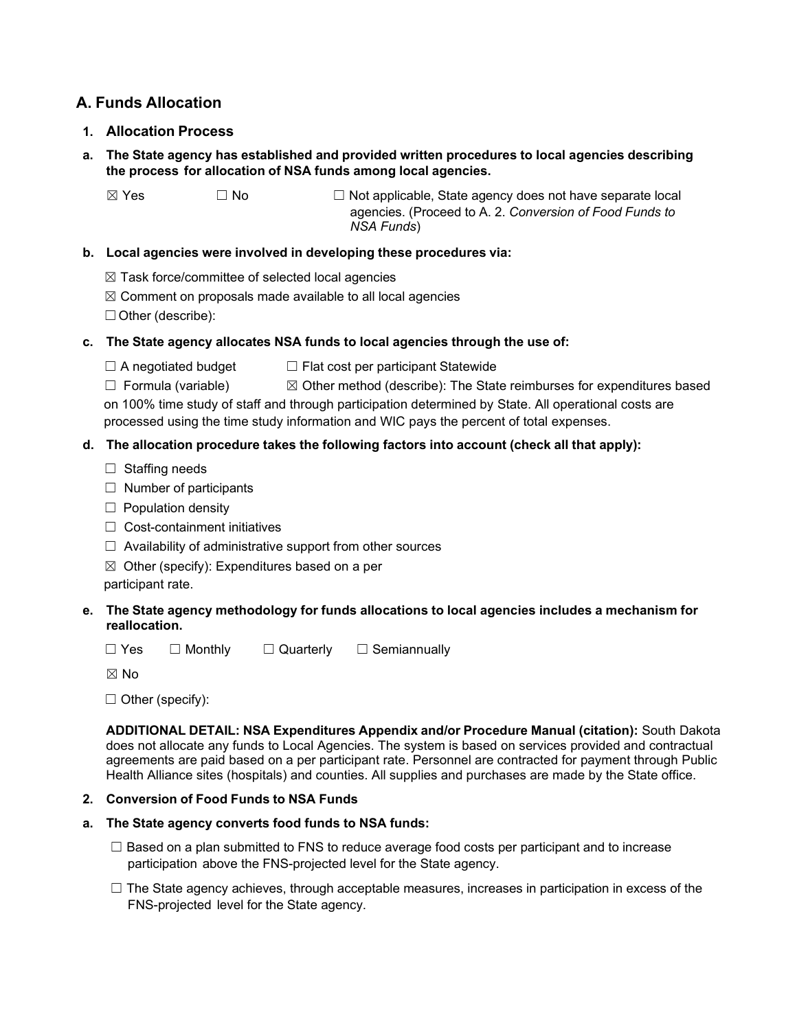## A. Funds Allocation

### 1. Allocation Process

**a. The State agency has established and provided written procedures to local agencies describing the process for allocation of NSA funds among local agencies.**

☒ Yes ☐ No ☐ Not applicable, State agency does not have separate local agencies. (Proceed to A. 2. *Conversion of Food Funds to NSA Funds*)

**b. Local agencies were involved in developing these procedures via:**

☒ Task force/committee of selected local agencies

☒ Comment on proposals made available to all local agencies

☐ Other (describe):

**c. The State agency allocates NSA funds to local agencies through the use of:**

☐ A negotiated budget ☐ Flat cost per participant Statewide

☐ Formula (variable) ☒ Other method (describe): The State reimburses for expenditures based on 100% time study of staff and through participation determined by State. All operational costs are processed using the time study information and WIC pays the percent of total expenses.

**d. The allocation procedure takes the following factors into account (check all that apply):**

☐ Staffing needs

☐ Number of participants

☐ Population density

☐ Cost-containment initiatives

☐ Availability of administrative support from other sources

☒ Other (specify): Expenditures based on a per participant rate.

**e. The State agency methodology for funds allocations to local agencies includes a mechanism for reallocation.**

☐ Yes ☐ Monthly ☐ Quarterly ☐ Semiannually

☒ No

☐ Other (specify):

**ADDITIONAL DETAIL: NSA Expenditures Appendix and/or Procedure Manual (citation):** South Dakota does not allocate any funds to Local Agencies. The system is based on services provided and contractual agreements are paid based on a per participant rate. Personnel are contracted for payment through Public Health Alliance sites (hospitals) and counties. All supplies and purchases are made by the State office.

### 2. Conversion of Food Funds to NSA Funds

**a. The State agency converts food funds to NSA funds:**

☐ Based on a plan submitted to FNS to reduce average food costs per participant and to increase participation above the FNS-projected level for the State agency.

☐ The State agency achieves, through acceptable measures, increases in participation in excess of the FNS-projected level for the State agency.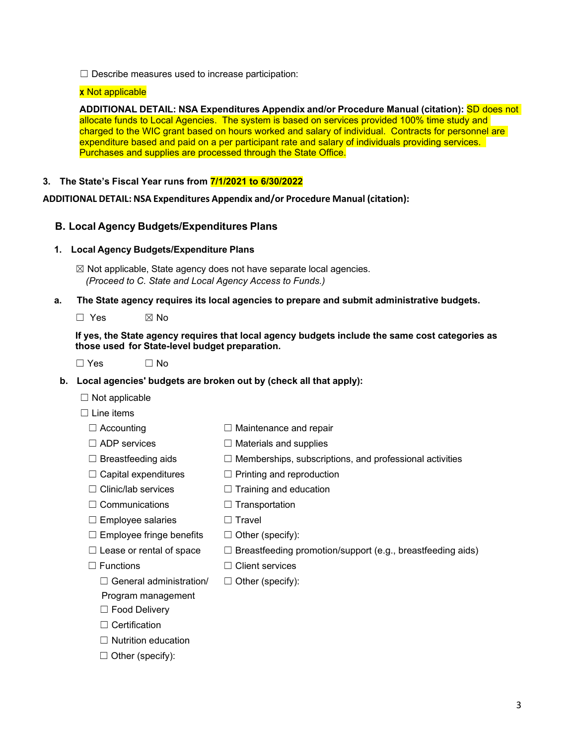☐ Describe measures used to increase participation:

**x** Not applicable

**ADDITIONAL DETAIL: NSA Expenditures Appendix and/or Procedure Manual (citation):** SD does not allocate funds to Local Agencies. The system is based on services provided 100% time study and charged to the WIC grant based on hours worked and salary of individual. Contracts for personnel are expenditure based and paid on a per participant rate and salary of individuals providing services. Purchases and supplies are processed through the State Office.

**3. The State's Fiscal Year runs from 7/1/2021 to 6/30/2022**

**ADDITIONAL DETAIL: NSA Expenditures Appendix and/or Procedure Manual (citation):**

## B. Local Agency Budgets/Expenditures Plans

**1. Local Agency Budgets/Expenditure Plans**

☒ Not applicable, State agency does not have separate local agencies.
*(Proceed to C. State and Local Agency Access to Funds.)*

**a. The State agency requires its local agencies to prepare and submit administrative budgets.**

☐ Yes ☒ No

**If yes, the State agency requires that local agency budgets include the same cost categories as those used for State-level budget preparation.**

☐ Yes ☐ No

**b. Local agencies' budgets are broken out by (check all that apply):**

- ☐ Not applicable
- ☐ Line items
  - ☐ Accounting
  - ☐ ADP services
  - ☐ Breastfeeding aids
  - ☐ Capital expenditures
  - ☐ Clinic/lab services
  - ☐ Communications
  - ☐ Employee salaries
  - ☐ Employee fringe benefits
  - ☐ Lease or rental of space
  - ☐ Maintenance and repair
  - ☐ Materials and supplies
  - ☐ Memberships, subscriptions, and professional activities
  - ☐ Printing and reproduction
  - ☐ Training and education
  - ☐ Transportation
  - ☐ Travel
  - ☐ Other (specify):
- ☐ Functions
  - ☐ General administration/ Program management
  - ☐ Food Delivery
  - ☐ Certification
  - ☐ Nutrition education
  - ☐ Other (specify):
  - ☐ Breastfeeding promotion/support (e.g., breastfeeding aids)
  - ☐ Client services
  - ☐ Other (specify):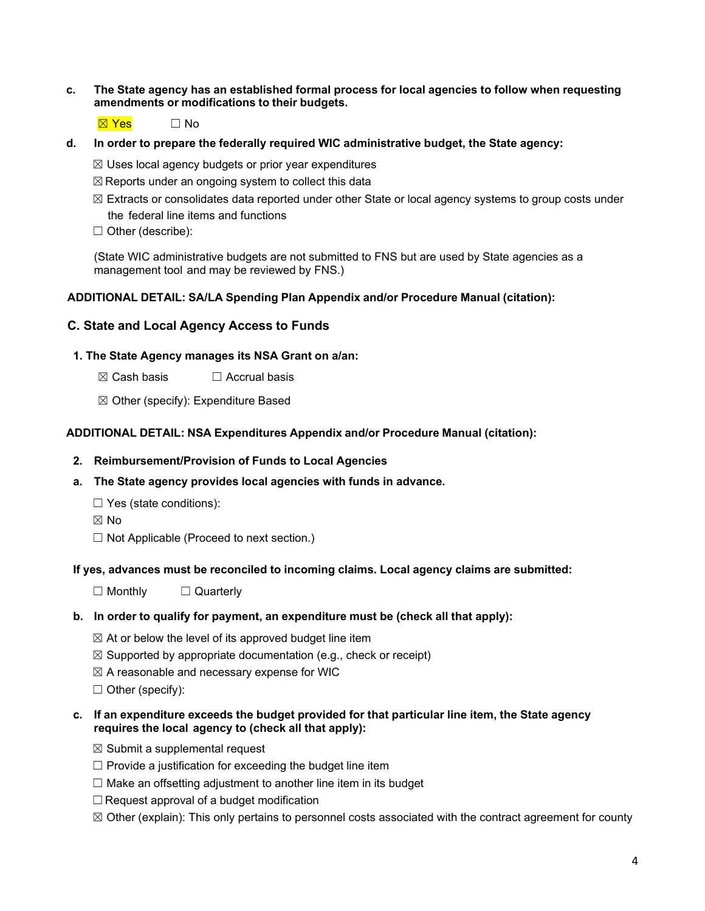**c. The State agency has an established formal process for local agencies to follow when requesting amendments or modifications to their budgets.**

☒ Yes ☐ No

**d. In order to prepare the federally required WIC administrative budget, the State agency:**

☒ Uses local agency budgets or prior year expenditures

☒ Reports under an ongoing system to collect this data

☒ Extracts or consolidates data reported under other State or local agency systems to group costs under the federal line items and functions

☐ Other (describe):

(State WIC administrative budgets are not submitted to FNS but are used by State agencies as a management tool and may be reviewed by FNS.)

**ADDITIONAL DETAIL: SA/LA Spending Plan Appendix and/or Procedure Manual (citation):**

## C. State and Local Agency Access to Funds

**1. The State Agency manages its NSA Grant on a/an:**

☒ Cash basis ☐ Accrual basis

☒ Other (specify): Expenditure Based

**ADDITIONAL DETAIL: NSA Expenditures Appendix and/or Procedure Manual (citation):**

**2. Reimbursement/Provision of Funds to Local Agencies**

**a. The State agency provides local agencies with funds in advance.**

☐ Yes (state conditions):

☒ No

☐ Not Applicable (Proceed to next section.)

**If yes, advances must be reconciled to incoming claims. Local agency claims are submitted:**

☐ Monthly ☐ Quarterly

**b. In order to qualify for payment, an expenditure must be (check all that apply):**

☒ At or below the level of its approved budget line item

☒ Supported by appropriate documentation (e.g., check or receipt)

☒ A reasonable and necessary expense for WIC

☐ Other (specify):

**c. If an expenditure exceeds the budget provided for that particular line item, the State agency requires the local agency to (check all that apply):**

☒ Submit a supplemental request

☐ Provide a justification for exceeding the budget line item

☐ Make an offsetting adjustment to another line item in its budget

☐ Request approval of a budget modification

☒ Other (explain): This only pertains to personnel costs associated with the contract agreement for county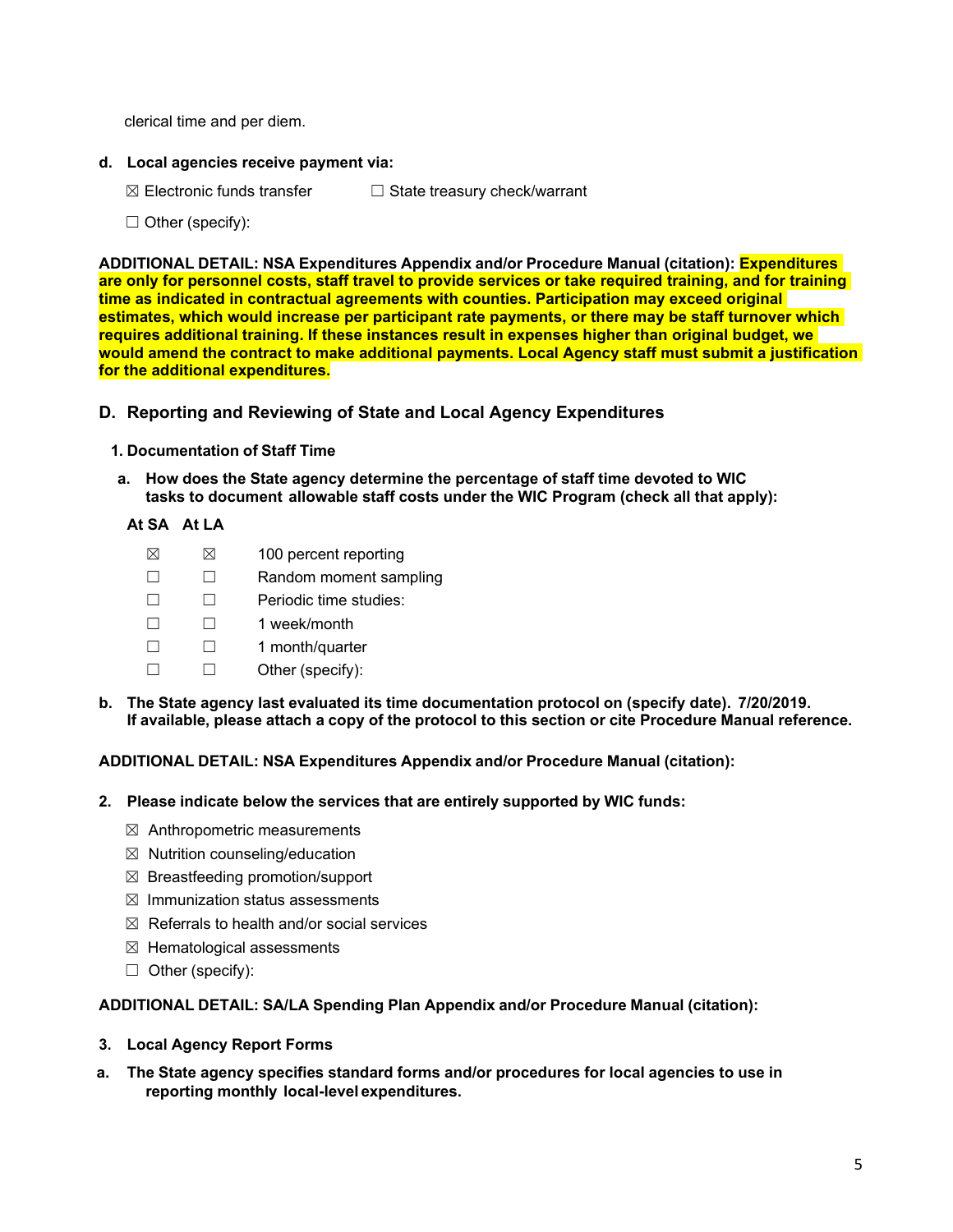clerical time and per diem.

**d. Local agencies receive payment via:**

☒ Electronic funds transfer ☐ State treasury check/warrant

☐ Other (specify):

**ADDITIONAL DETAIL: NSA Expenditures Appendix and/or Procedure Manual (citation): Expenditures are only for personnel costs, staff travel to provide services or take required training, and for training time as indicated in contractual agreements with counties. Participation may exceed original estimates, which would increase per participant rate payments, or there may be staff turnover which requires additional training. If these instances result in expenses higher than original budget, we would amend the contract to make additional payments. Local Agency staff must submit a justification for the additional expenditures.**

## D. Reporting and Reviewing of State and Local Agency Expenditures

### 1. Documentation of Staff Time

**a. How does the State agency determine the percentage of staff time devoted to WIC tasks to document allowable staff costs under the WIC Program (check all that apply):**

| At SA | At LA | |
|---|---|---|
| ☒ | ☒ | 100 percent reporting |
| ☐ | ☐ | Random moment sampling |
| ☐ | ☐ | Periodic time studies: |
| ☐ | ☐ | 1 week/month |
| ☐ | ☐ | 1 month/quarter |
| ☐ | ☐ | Other (specify): |

**b. The State agency last evaluated its time documentation protocol on (specify date). 7/20/2019. If available, please attach a copy of the protocol to this section or cite Procedure Manual reference.**

**ADDITIONAL DETAIL: NSA Expenditures Appendix and/or Procedure Manual (citation):**

**2. Please indicate below the services that are entirely supported by WIC funds:**

☒ Anthropometric measurements
☒ Nutrition counseling/education
☒ Breastfeeding promotion/support
☒ Immunization status assessments
☒ Referrals to health and/or social services
☒ Hematological assessments
☐ Other (specify):

**ADDITIONAL DETAIL: SA/LA Spending Plan Appendix and/or Procedure Manual (citation):**

**3. Local Agency Report Forms**

**a. The State agency specifies standard forms and/or procedures for local agencies to use in reporting monthly local-level expenditures.**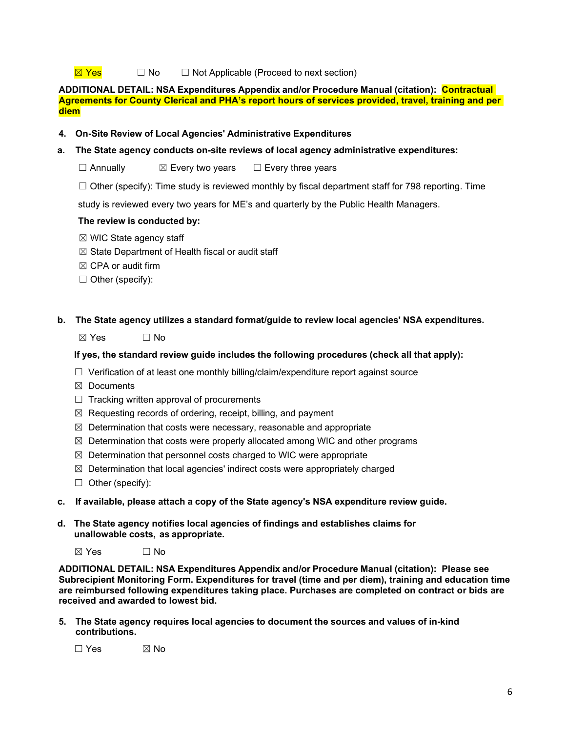☒ Yes ☐ No ☐ Not Applicable (Proceed to next section)

**ADDITIONAL DETAIL: NSA Expenditures Appendix and/or Procedure Manual (citation): Contractual Agreements for County Clerical and PHA's report hours of services provided, travel, training and per diem**

4. **On-Site Review of Local Agencies' Administrative Expenditures**

a. **The State agency conducts on-site reviews of local agency administrative expenditures:**

☐ Annually ☒ Every two years ☐ Every three years

☐ Other (specify): Time study is reviewed monthly by fiscal department staff for 798 reporting. Time study is reviewed every two years for ME's and quarterly by the Public Health Managers.

**The review is conducted by:**

☒ WIC State agency staff
☒ State Department of Health fiscal or audit staff
☒ CPA or audit firm
☐ Other (specify):

b. **The State agency utilizes a standard format/guide to review local agencies' NSA expenditures.**

☒ Yes ☐ No

**If yes, the standard review guide includes the following procedures (check all that apply):**

☐ Verification of at least one monthly billing/claim/expenditure report against source
☒ Documents
☐ Tracking written approval of procurements
☒ Requesting records of ordering, receipt, billing, and payment
☒ Determination that costs were necessary, reasonable and appropriate
☒ Determination that costs were properly allocated among WIC and other programs
☒ Determination that personnel costs charged to WIC were appropriate
☒ Determination that local agencies' indirect costs were appropriately charged
☐ Other (specify):

c. **If available, please attach a copy of the State agency's NSA expenditure review guide.**

d. **The State agency notifies local agencies of findings and establishes claims for unallowable costs, as appropriate.**

☒ Yes ☐ No

**ADDITIONAL DETAIL: NSA Expenditures Appendix and/or Procedure Manual (citation): Please see Subrecipient Monitoring Form. Expenditures for travel (time and per diem), training and education time are reimbursed following expenditures taking place. Purchases are completed on contract or bids are received and awarded to lowest bid.**

5. **The State agency requires local agencies to document the sources and values of in-kind contributions.**

☐ Yes ☒ No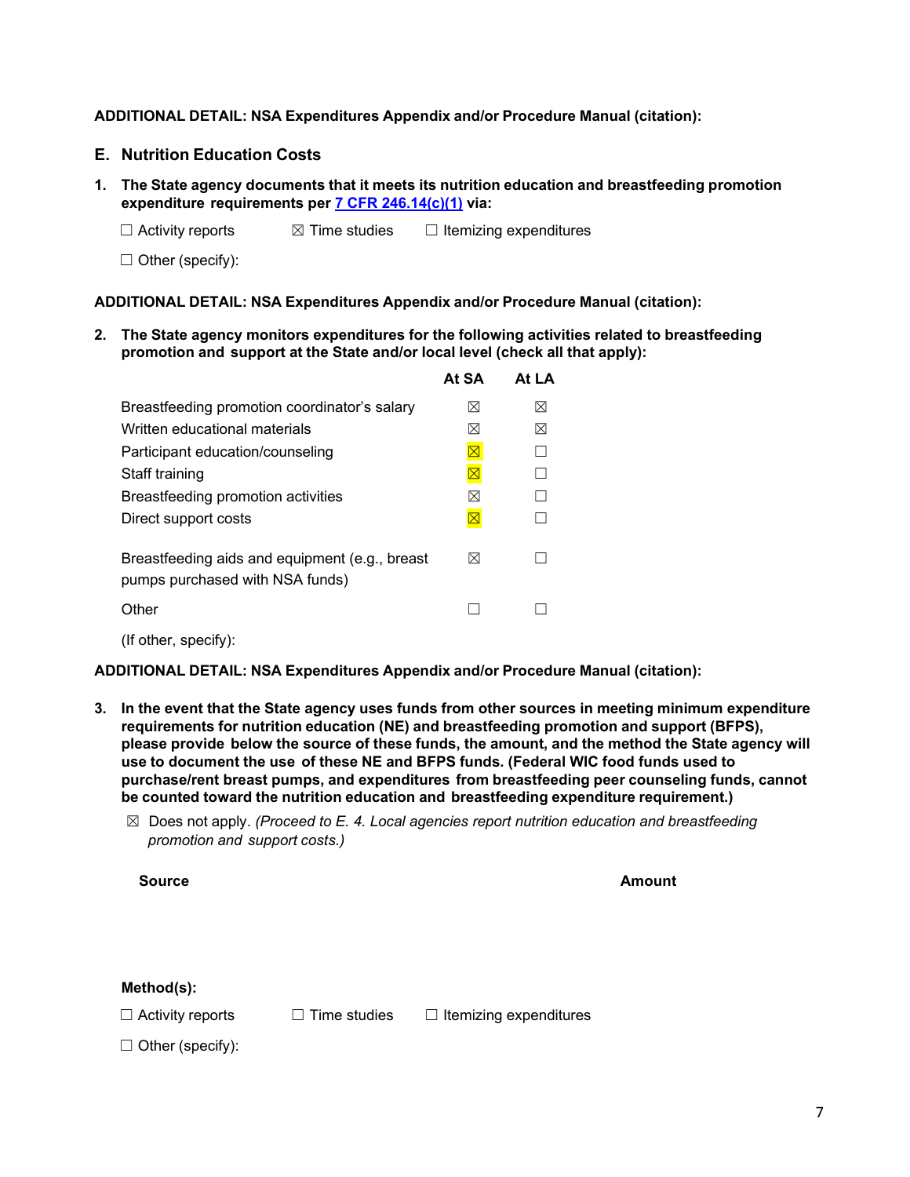**ADDITIONAL DETAIL: NSA Expenditures Appendix and/or Procedure Manual (citation):**

## E. Nutrition Education Costs

1. **The State agency documents that it meets its nutrition education and breastfeeding promotion expenditure requirements per [7 CFR 246.14(c)(1)](7 CFR 246.14(c)(1)) via:**

   ☐ Activity reports ☒ Time studies ☐ Itemizing expenditures

   ☐ Other (specify):

**ADDITIONAL DETAIL: NSA Expenditures Appendix and/or Procedure Manual (citation):**

2. **The State agency monitors expenditures for the following activities related to breastfeeding promotion and support at the State and/or local level (check all that apply):**

| | At SA | At LA |
|---|---|---|
| Breastfeeding promotion coordinator's salary | ☒ | ☒ |
| Written educational materials | ☒ | ☒ |
| Participant education/counseling | ☒ | ☐ |
| Staff training | ☒ | ☐ |
| Breastfeeding promotion activities | ☒ | ☐ |
| Direct support costs | ☒ | ☐ |
| Breastfeeding aids and equipment (e.g., breast pumps purchased with NSA funds) | ☒ | ☐ |
| Other | ☐ | ☐ |

(If other, specify):

**ADDITIONAL DETAIL: NSA Expenditures Appendix and/or Procedure Manual (citation):**

3. **In the event that the State agency uses funds from other sources in meeting minimum expenditure requirements for nutrition education (NE) and breastfeeding promotion and support (BFPS), please provide below the source of these funds, the amount, and the method the State agency will use to document the use of these NE and BFPS funds. (Federal WIC food funds used to purchase/rent breast pumps, and expenditures from breastfeeding peer counseling funds, cannot be counted toward the nutrition education and breastfeeding expenditure requirement.)**

   ☒ Does not apply. *(Proceed to E. 4. Local agencies report nutrition education and breastfeeding promotion and support costs.)*

| **Source** | **Amount** |
|---|---|
| | |

**Method(s):**

☐ Activity reports ☐ Time studies ☐ Itemizing expenditures

☐ Other (specify):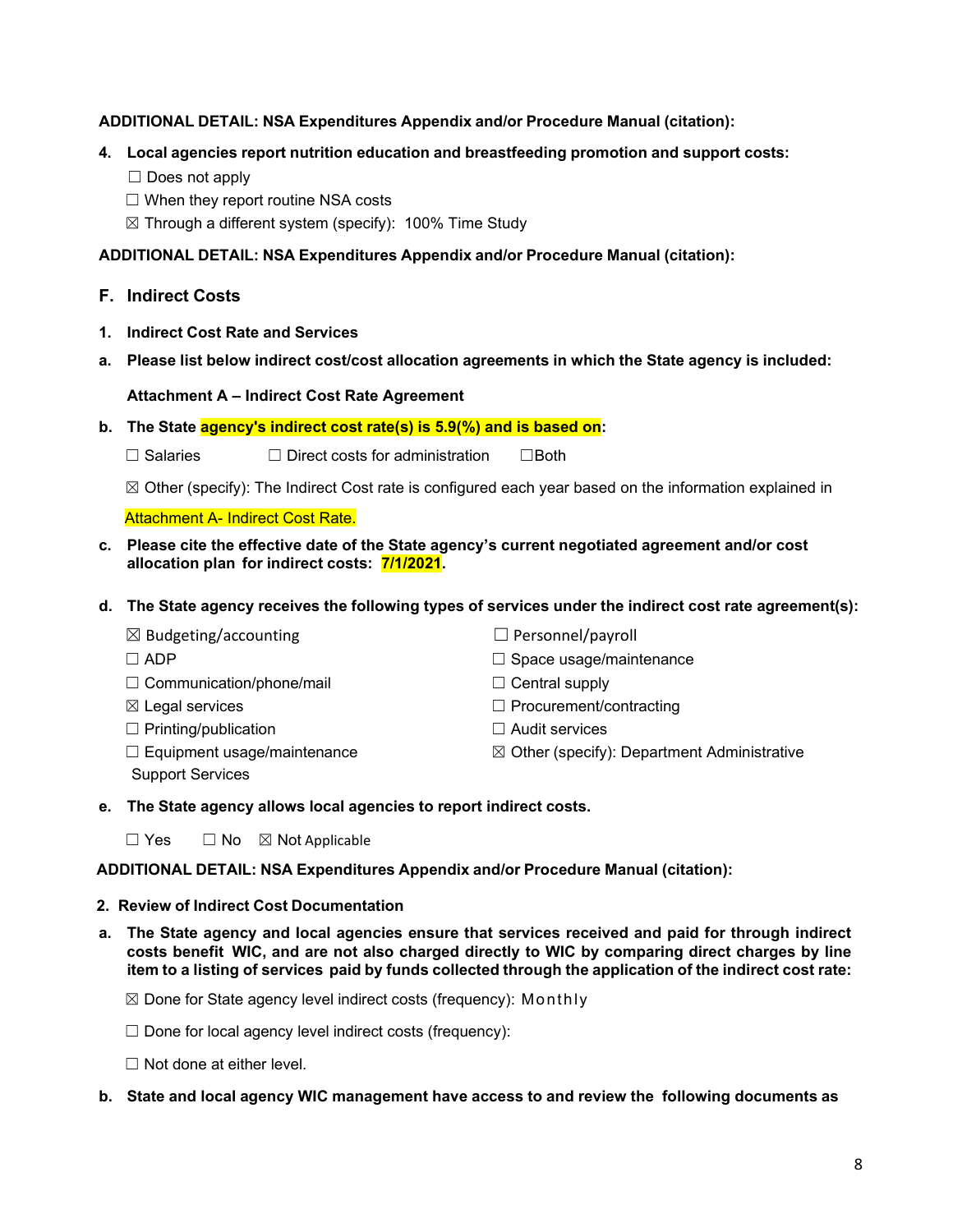**ADDITIONAL DETAIL: NSA Expenditures Appendix and/or Procedure Manual (citation):**

**4. Local agencies report nutrition education and breastfeeding promotion and support costs:**

☐ Does not apply

☐ When they report routine NSA costs

☒ Through a different system (specify): 100% Time Study

**ADDITIONAL DETAIL: NSA Expenditures Appendix and/or Procedure Manual (citation):**

## F. Indirect Costs

**1. Indirect Cost Rate and Services**

**a. Please list below indirect cost/cost allocation agreements in which the State agency is included:**

**Attachment A – Indirect Cost Rate Agreement**

**b. The State agency's indirect cost rate(s) is 5.9(%) and is based on:**

☐ Salaries ☐ Direct costs for administration ☐Both

☒ Other (specify): The Indirect Cost rate is configured each year based on the information explained in Attachment A- Indirect Cost Rate.

**c. Please cite the effective date of the State agency's current negotiated agreement and/or cost allocation plan for indirect costs: 7/1/2021.**

**d. The State agency receives the following types of services under the indirect cost rate agreement(s):**

☒ Budgeting/accounting

☐ ADP

☐ Communication/phone/mail

☒ Legal services

☐ Printing/publication

☐ Equipment usage/maintenance

☐ Personnel/payroll

☐ Space usage/maintenance

☐ Central supply

☐ Procurement/contracting

☐ Audit services

☒ Other (specify): Department Administrative Support Services

**e. The State agency allows local agencies to report indirect costs.**

☐ Yes ☐ No ☒ Not Applicable

**ADDITIONAL DETAIL: NSA Expenditures Appendix and/or Procedure Manual (citation):**

**2. Review of Indirect Cost Documentation**

**a. The State agency and local agencies ensure that services received and paid for through indirect costs benefit WIC, and are not also charged directly to WIC by comparing direct charges by line item to a listing of services paid by funds collected through the application of the indirect cost rate:**

☒ Done for State agency level indirect costs (frequency): Monthly

☐ Done for local agency level indirect costs (frequency):

☐ Not done at either level.

**b. State and local agency WIC management have access to and review the following documents as**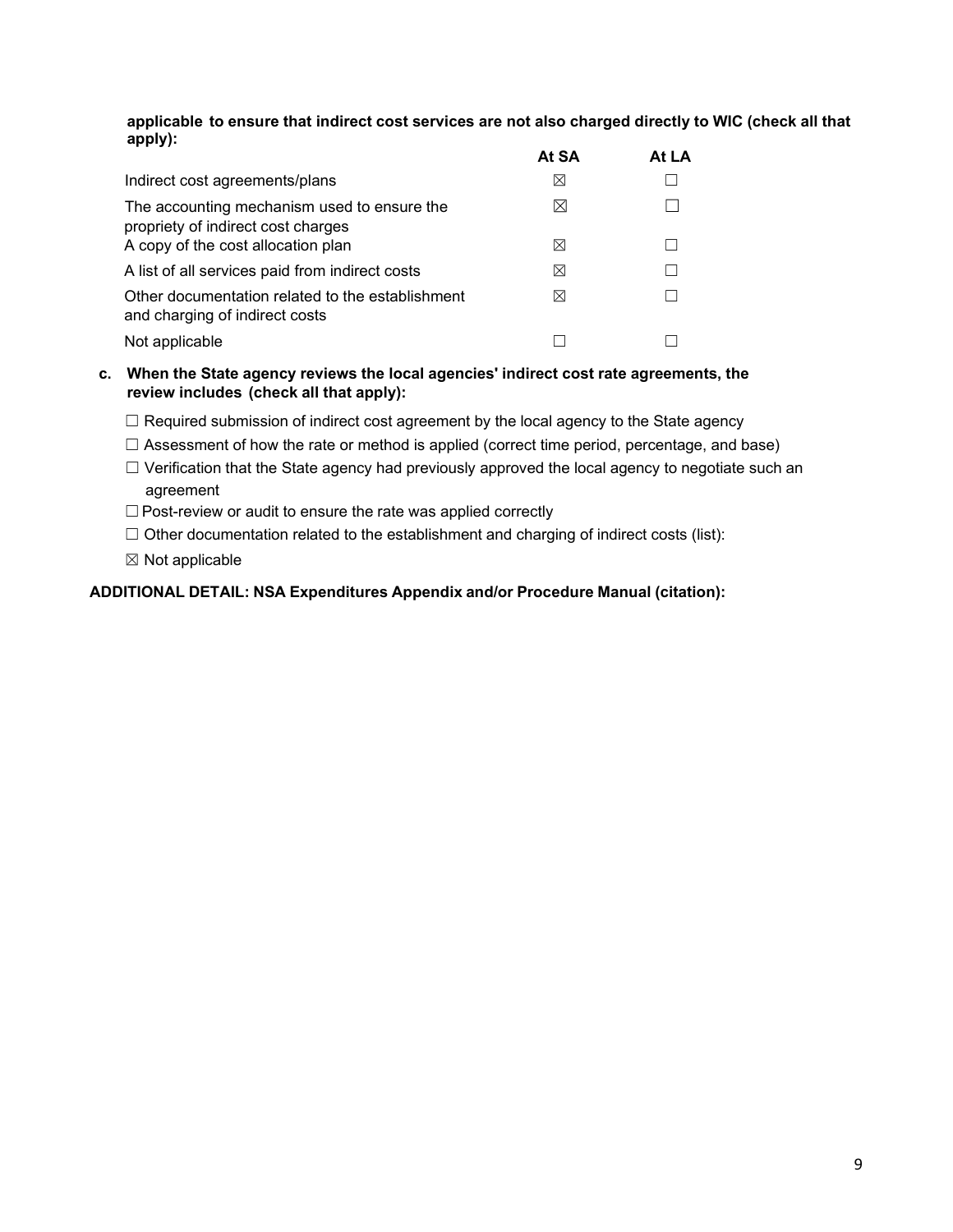**applicable to ensure that indirect cost services are not also charged directly to WIC (check all that apply):**

| | At SA | At LA |
|---|---|---|
| Indirect cost agreements/plans | ☒ | ☐ |
| The accounting mechanism used to ensure the propriety of indirect cost charges | ☒ | ☐ |
| A copy of the cost allocation plan | ☒ | ☐ |
| A list of all services paid from indirect costs | ☒ | ☐ |
| Other documentation related to the establishment and charging of indirect costs | ☒ | ☐ |
| Not applicable | ☐ | ☐ |

**c. When the State agency reviews the local agencies' indirect cost rate agreements, the review includes (check all that apply):**

☐ Required submission of indirect cost agreement by the local agency to the State agency

☐ Assessment of how the rate or method is applied (correct time period, percentage, and base)

☐ Verification that the State agency had previously approved the local agency to negotiate such an agreement

☐ Post-review or audit to ensure the rate was applied correctly

☐ Other documentation related to the establishment and charging of indirect costs (list):

☒ Not applicable

**ADDITIONAL DETAIL: NSA Expenditures Appendix and/or Procedure Manual (citation):**